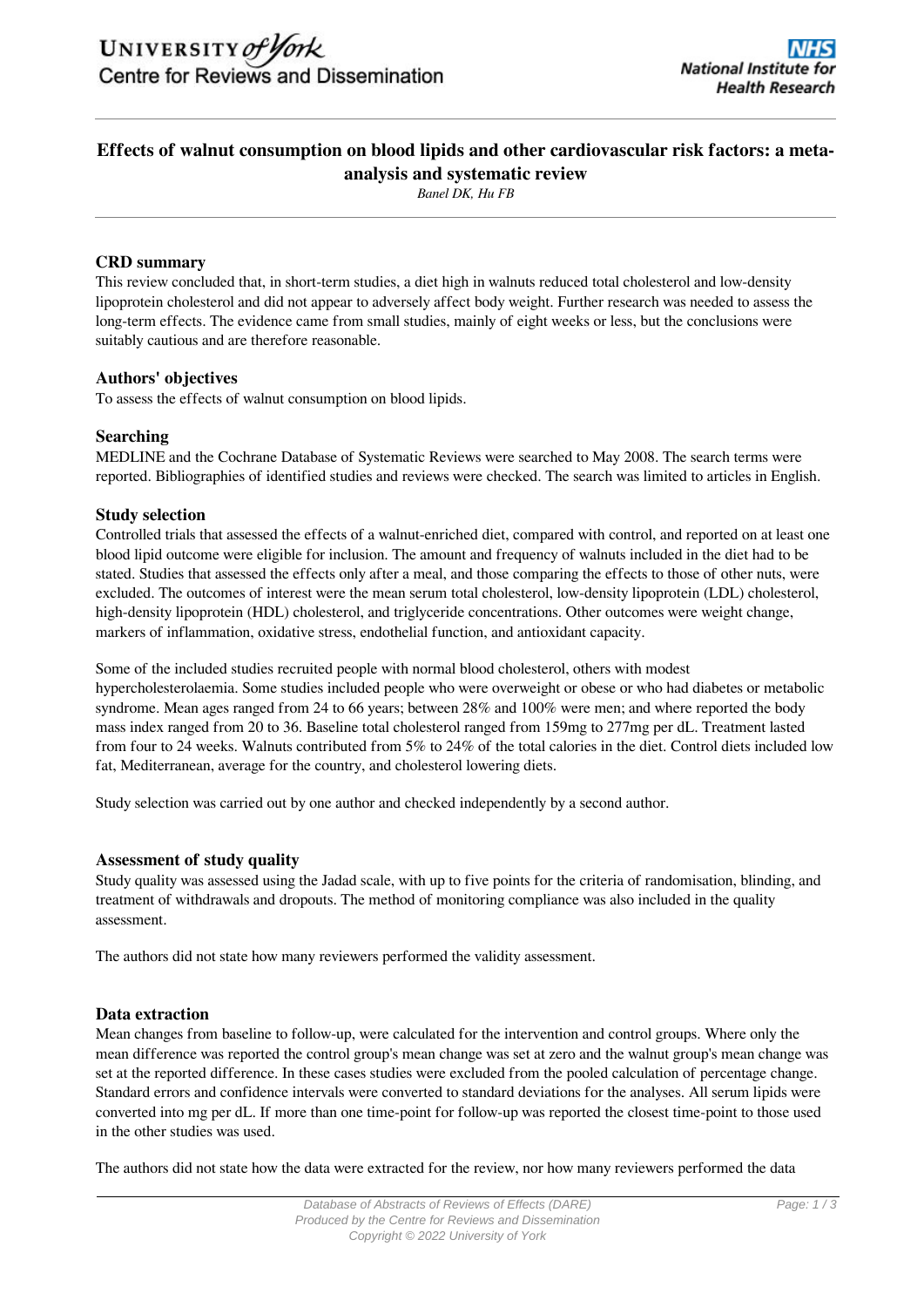# Effects of walnut consumption on blood lipids and other cardiovascular risk factors: a meta-analysis and systematic review

*Banel DK, Hu FB*

### CRD summary

This review concluded that, in short-term studies, a diet high in walnuts reduced total cholesterol and low-density lipoprotein cholesterol and did not appear to adversely affect body weight. Further research was needed to assess the long-term effects. The evidence came from small studies, mainly of eight weeks or less, but the conclusions were suitably cautious and are therefore reasonable.

### Authors' objectives

To assess the effects of walnut consumption on blood lipids.

### Searching

MEDLINE and the Cochrane Database of Systematic Reviews were searched to May 2008. The search terms were reported. Bibliographies of identified studies and reviews were checked. The search was limited to articles in English.

### Study selection

Controlled trials that assessed the effects of a walnut-enriched diet, compared with control, and reported on at least one blood lipid outcome were eligible for inclusion. The amount and frequency of walnuts included in the diet had to be stated. Studies that assessed the effects only after a meal, and those comparing the effects to those of other nuts, were excluded. The outcomes of interest were the mean serum total cholesterol, low-density lipoprotein (LDL) cholesterol, high-density lipoprotein (HDL) cholesterol, and triglyceride concentrations. Other outcomes were weight change, markers of inflammation, oxidative stress, endothelial function, and antioxidant capacity.

Some of the included studies recruited people with normal blood cholesterol, others with modest hypercholesterolaemia. Some studies included people who were overweight or obese or who had diabetes or metabolic syndrome. Mean ages ranged from 24 to 66 years; between 28% and 100% were men; and where reported the body mass index ranged from 20 to 36. Baseline total cholesterol ranged from 159mg to 277mg per dL. Treatment lasted from four to 24 weeks. Walnuts contributed from 5% to 24% of the total calories in the diet. Control diets included low fat, Mediterranean, average for the country, and cholesterol lowering diets.

Study selection was carried out by one author and checked independently by a second author.

### Assessment of study quality

Study quality was assessed using the Jadad scale, with up to five points for the criteria of randomisation, blinding, and treatment of withdrawals and dropouts. The method of monitoring compliance was also included in the quality assessment.

The authors did not state how many reviewers performed the validity assessment.

### Data extraction

Mean changes from baseline to follow-up, were calculated for the intervention and control groups. Where only the mean difference was reported the control group's mean change was set at zero and the walnut group's mean change was set at the reported difference. In these cases studies were excluded from the pooled calculation of percentage change. Standard errors and confidence intervals were converted to standard deviations for the analyses. All serum lipids were converted into mg per dL. If more than one time-point for follow-up was reported the closest time-point to those used in the other studies was used.

The authors did not state how the data were extracted for the review, nor how many reviewers performed the data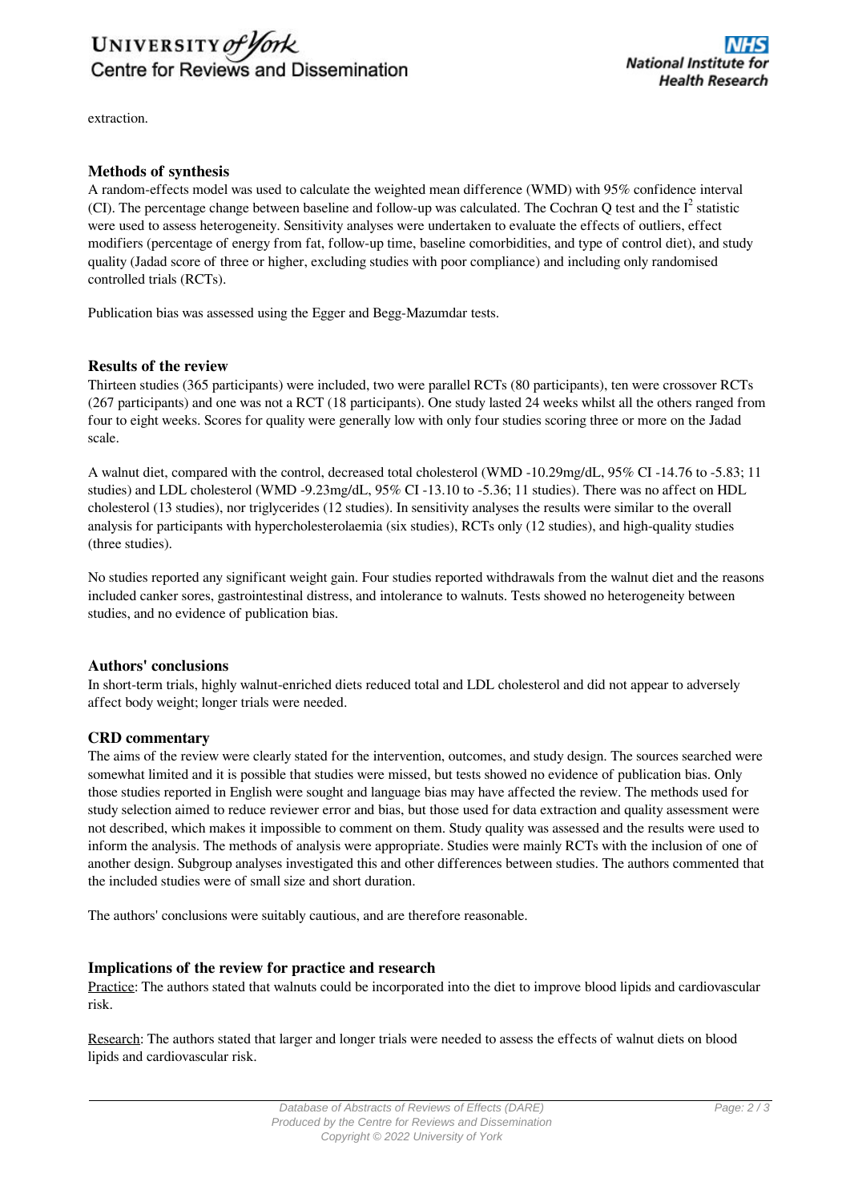extraction.

## Methods of synthesis

A random-effects model was used to calculate the weighted mean difference (WMD) with 95% confidence interval (CI). The percentage change between baseline and follow-up was calculated. The Cochran Q test and the $I^2$ statistic were used to assess heterogeneity. Sensitivity analyses were undertaken to evaluate the effects of outliers, effect modifiers (percentage of energy from fat, follow-up time, baseline comorbidities, and type of control diet), and study quality (Jadad score of three or higher, excluding studies with poor compliance) and including only randomised controlled trials (RCTs).

Publication bias was assessed using the Egger and Begg-Mazumdar tests.

## Results of the review

Thirteen studies (365 participants) were included, two were parallel RCTs (80 participants), ten were crossover RCTs (267 participants) and one was not a RCT (18 participants). One study lasted 24 weeks whilst all the others ranged from four to eight weeks. Scores for quality were generally low with only four studies scoring three or more on the Jadad scale.

A walnut diet, compared with the control, decreased total cholesterol (WMD -10.29mg/dL, 95% CI -14.76 to -5.83; 11 studies) and LDL cholesterol (WMD -9.23mg/dL, 95% CI -13.10 to -5.36; 11 studies). There was no affect on HDL cholesterol (13 studies), nor triglycerides (12 studies). In sensitivity analyses the results were similar to the overall analysis for participants with hypercholesterolaemia (six studies), RCTs only (12 studies), and high-quality studies (three studies).

No studies reported any significant weight gain. Four studies reported withdrawals from the walnut diet and the reasons included canker sores, gastrointestinal distress, and intolerance to walnuts. Tests showed no heterogeneity between studies, and no evidence of publication bias.

## Authors' conclusions

In short-term trials, highly walnut-enriched diets reduced total and LDL cholesterol and did not appear to adversely affect body weight; longer trials were needed.

## CRD commentary

The aims of the review were clearly stated for the intervention, outcomes, and study design. The sources searched were somewhat limited and it is possible that studies were missed, but tests showed no evidence of publication bias. Only those studies reported in English were sought and language bias may have affected the review. The methods used for study selection aimed to reduce reviewer error and bias, but those used for data extraction and quality assessment were not described, which makes it impossible to comment on them. Study quality was assessed and the results were used to inform the analysis. The methods of analysis were appropriate. Studies were mainly RCTs with the inclusion of one of another design. Subgroup analyses investigated this and other differences between studies. The authors commented that the included studies were of small size and short duration.

The authors' conclusions were suitably cautious, and are therefore reasonable.

## Implications of the review for practice and research

Practice: The authors stated that walnuts could be incorporated into the diet to improve blood lipids and cardiovascular risk.

Research: The authors stated that larger and longer trials were needed to assess the effects of walnut diets on blood lipids and cardiovascular risk.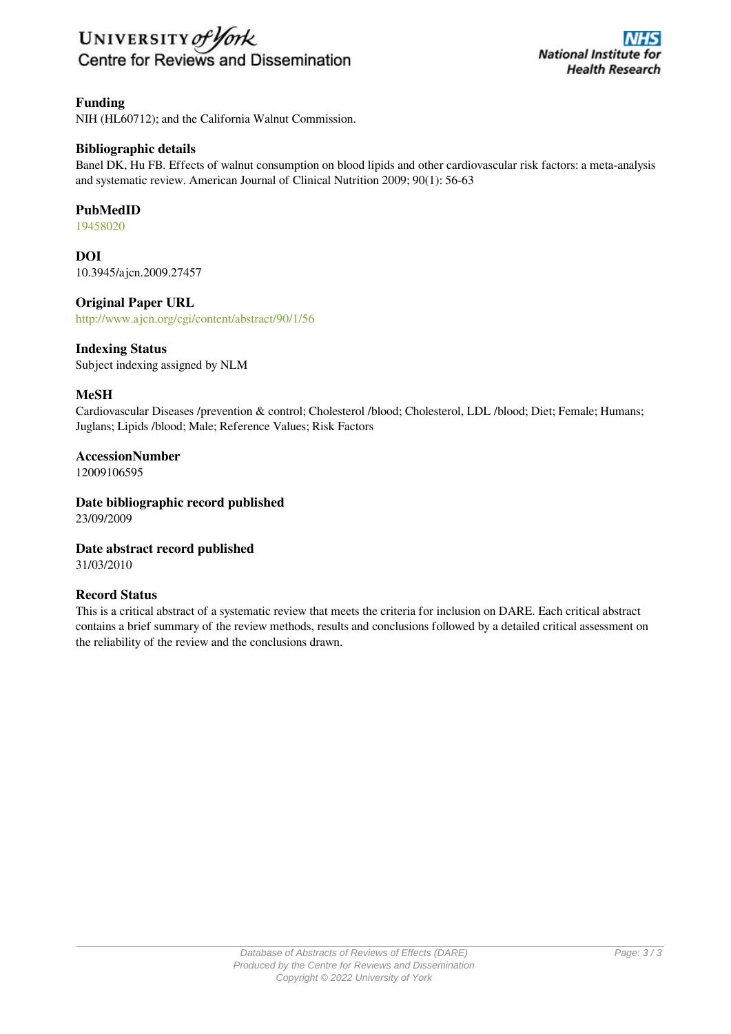## Funding

NIH (HL60712); and the California Walnut Commission.

## Bibliographic details

Banel DK, Hu FB. Effects of walnut consumption on blood lipids and other cardiovascular risk factors: a meta-analysis and systematic review. American Journal of Clinical Nutrition 2009; 90(1): 56-63

## PubMedID

19458020

## DOI

10.3945/ajcn.2009.27457

## Original Paper URL

http://www.ajcn.org/cgi/content/abstract/90/1/56

## Indexing Status

Subject indexing assigned by NLM

## MeSH

Cardiovascular Diseases /prevention & control; Cholesterol /blood; Cholesterol, LDL /blood; Diet; Female; Humans; Juglans; Lipids /blood; Male; Reference Values; Risk Factors

## AccessionNumber

12009106595

## Date bibliographic record published

23/09/2009

## Date abstract record published

31/03/2010

## Record Status

This is a critical abstract of a systematic review that meets the criteria for inclusion on DARE. Each critical abstract contains a brief summary of the review methods, results and conclusions followed by a detailed critical assessment on the reliability of the review and the conclusions drawn.